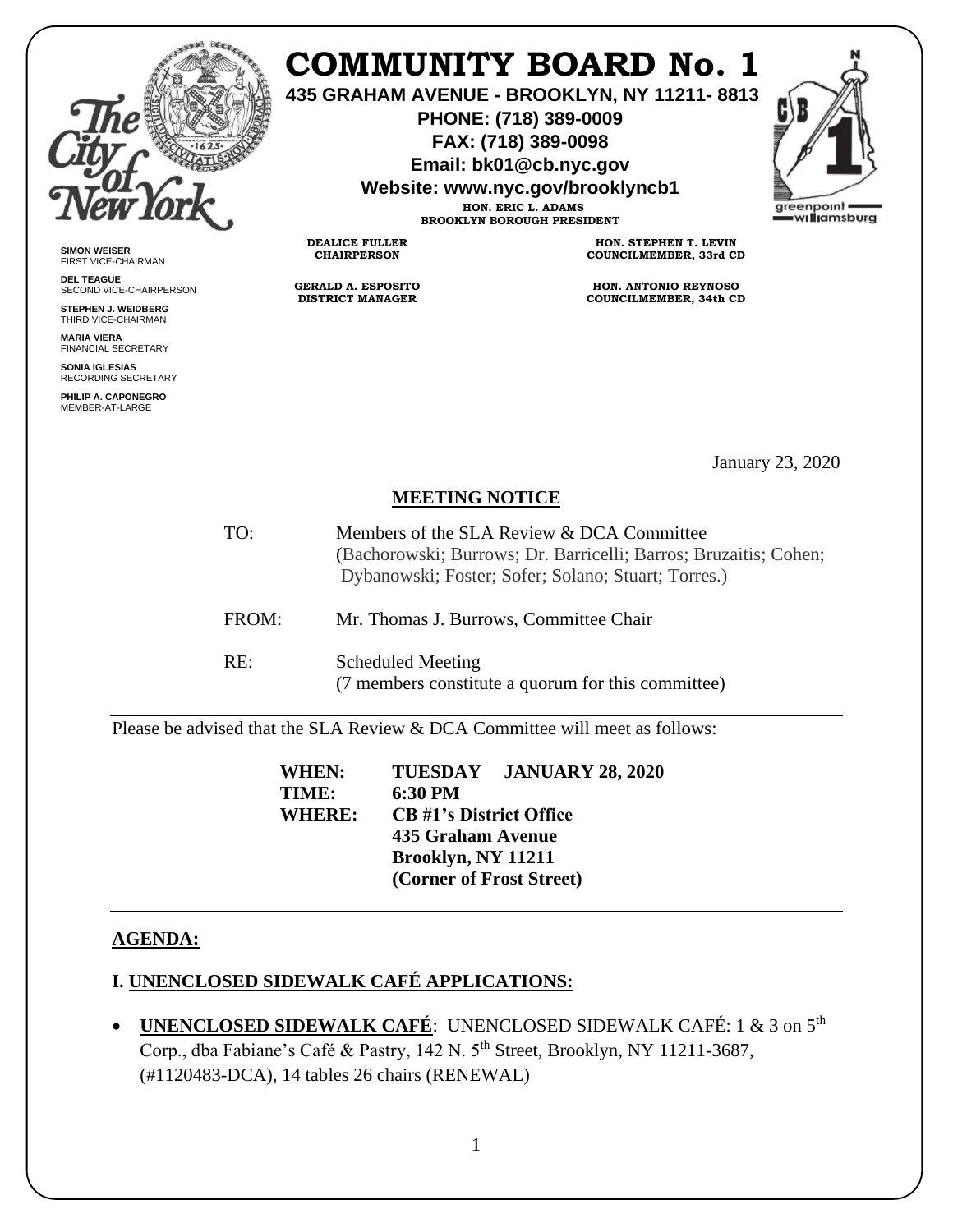# COMMUNITY BOARD No. 1

**435 GRAHAM AVENUE - BROOKLYN, NY 11211- 8813**
**PHONE: (718) 389-0009**
**FAX: (718) 389-0098**
**Email: bk01@cb.nyc.gov**
**Website: www.nyc.gov/brooklyncb1**

**HON. ERIC L. ADAMS**
**BROOKLYN BOROUGH PRESIDENT**

**DEALICE FULLER**
**CHAIRPERSON**

**GERALD A. ESPOSITO**
**DISTRICT MANAGER**

**HON. STEPHEN T. LEVIN**
**COUNCILMEMBER, 33rd CD**

**HON. ANTONIO REYNOSO**
**COUNCILMEMBER, 34th CD**

**SIMON WEISER**
FIRST VICE-CHAIRMAN

**DEL TEAGUE**
SECOND VICE-CHAIRPERSON

**STEPHEN J. WEIDBERG**
THIRD VICE-CHAIRMAN

**MARIA VIERA**
FINANCIAL SECRETARY

**SONIA IGLESIAS**
RECORDING SECRETARY

**PHILIP A. CAPONEGRO**
MEMBER-AT-LARGE

January 23, 2020

## MEETING NOTICE

TO: Members of the SLA Review & DCA Committee
(Bachorowski; Burrows; Dr. Barricelli; Barros; Bruzaitis; Cohen; Dybanowski; Foster; Sofer; Solano; Stuart; Torres.)

FROM: Mr. Thomas J. Burrows, Committee Chair

RE: Scheduled Meeting
(7 members constitute a quorum for this committee)

---

Please be advised that the SLA Review & DCA Committee will meet as follows:

**WHEN:** **TUESDAY JANUARY 28, 2020**
**TIME:** **6:30 PM**
**WHERE:** **CB #1's District Office**
**435 Graham Avenue**
**Brooklyn, NY 11211**
**(Corner of Frost Street)**

---

## AGENDA:

### I. UNENCLOSED SIDEWALK CAFÉ APPLICATIONS:

- **UNENCLOSED SIDEWALK CAFÉ**: UNENCLOSED SIDEWALK CAFÉ: 1 & 3 on 5th Corp., dba Fabiane's Café & Pastry, 142 N. 5th Street, Brooklyn, NY 11211-3687, (#1120483-DCA), 14 tables 26 chairs (RENEWAL)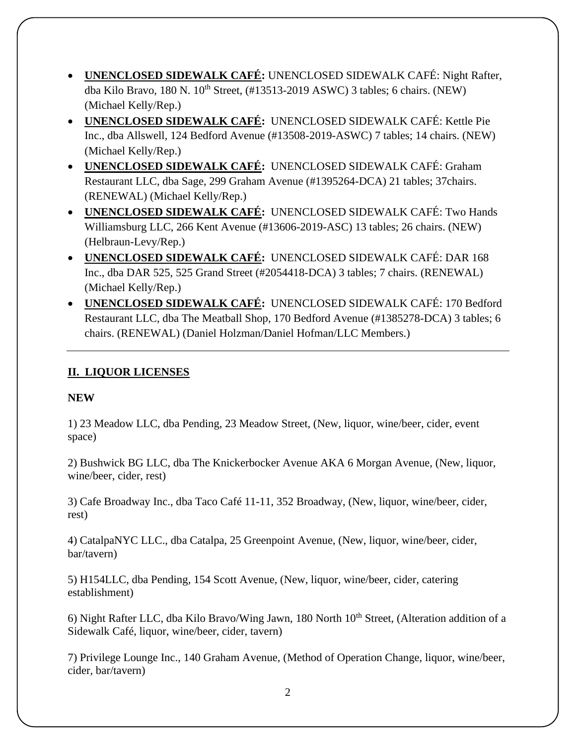- **UNENCLOSED SIDEWALK CAFÉ:** UNENCLOSED SIDEWALK CAFÉ: Night Rafter, dba Kilo Bravo, 180 N. 10th Street, (#13513-2019 ASWC) 3 tables; 6 chairs. (NEW) (Michael Kelly/Rep.)
- **UNENCLOSED SIDEWALK CAFÉ:** UNENCLOSED SIDEWALK CAFÉ: Kettle Pie Inc., dba Allswell, 124 Bedford Avenue (#13508-2019-ASWC) 7 tables; 14 chairs. (NEW) (Michael Kelly/Rep.)
- **UNENCLOSED SIDEWALK CAFÉ:** UNENCLOSED SIDEWALK CAFÉ: Graham Restaurant LLC, dba Sage, 299 Graham Avenue (#1395264-DCA) 21 tables; 37chairs. (RENEWAL) (Michael Kelly/Rep.)
- **UNENCLOSED SIDEWALK CAFÉ:** UNENCLOSED SIDEWALK CAFÉ: Two Hands Williamsburg LLC, 266 Kent Avenue (#13606-2019-ASC) 13 tables; 26 chairs. (NEW) (Helbraun-Levy/Rep.)
- **UNENCLOSED SIDEWALK CAFÉ:** UNENCLOSED SIDEWALK CAFÉ: DAR 168 Inc., dba DAR 525, 525 Grand Street (#2054418-DCA) 3 tables; 7 chairs. (RENEWAL) (Michael Kelly/Rep.)
- **UNENCLOSED SIDEWALK CAFÉ:** UNENCLOSED SIDEWALK CAFÉ: 170 Bedford Restaurant LLC, dba The Meatball Shop, 170 Bedford Avenue (#1385278-DCA) 3 tables; 6 chairs. (RENEWAL) (Daniel Holzman/Daniel Hofman/LLC Members.)

---

## II. LIQUOR LICENSES

**NEW**

1) 23 Meadow LLC, dba Pending, 23 Meadow Street, (New, liquor, wine/beer, cider, event space)

2) Bushwick BG LLC, dba The Knickerbocker Avenue AKA 6 Morgan Avenue, (New, liquor, wine/beer, cider, rest)

3) Cafe Broadway Inc., dba Taco Café 11-11, 352 Broadway, (New, liquor, wine/beer, cider, rest)

4) CatalpaNYC LLC., dba Catalpa, 25 Greenpoint Avenue, (New, liquor, wine/beer, cider, bar/tavern)

5) H154LLC, dba Pending, 154 Scott Avenue, (New, liquor, wine/beer, cider, catering establishment)

6) Night Rafter LLC, dba Kilo Bravo/Wing Jawn, 180 North 10th Street, (Alteration addition of a Sidewalk Café, liquor, wine/beer, cider, tavern)

7) Privilege Lounge Inc., 140 Graham Avenue, (Method of Operation Change, liquor, wine/beer, cider, bar/tavern)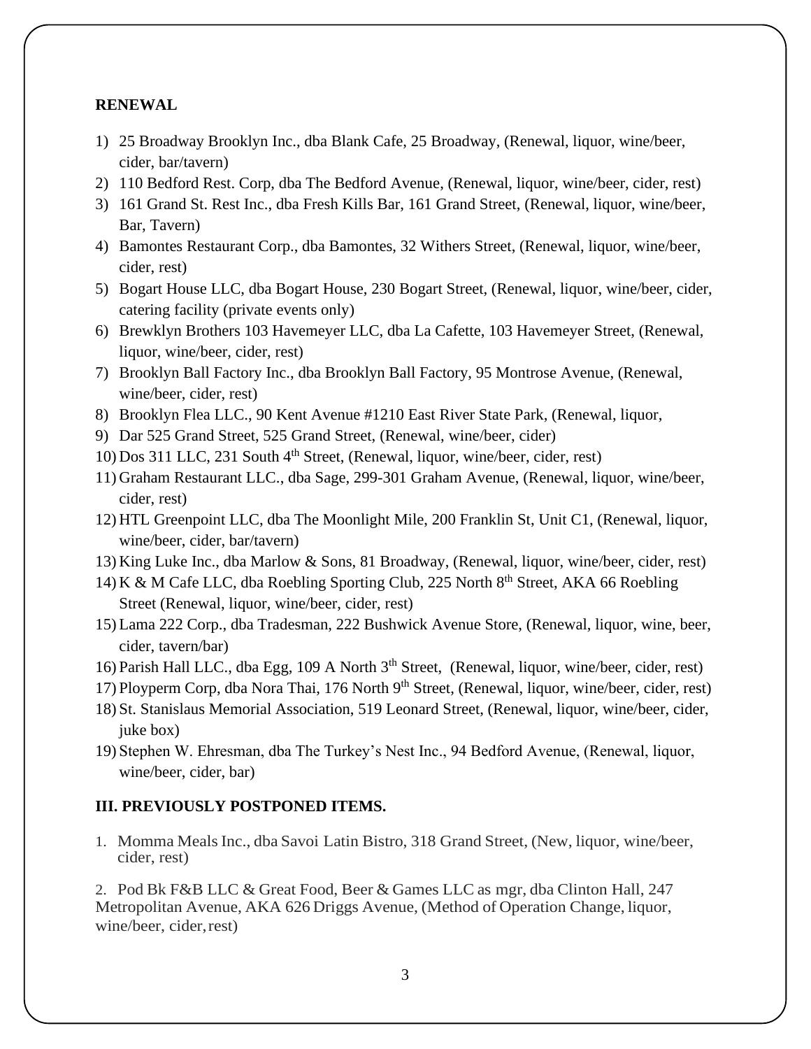**RENEWAL**

1) 25 Broadway Brooklyn Inc., dba Blank Cafe, 25 Broadway, (Renewal, liquor, wine/beer, cider, bar/tavern)
2) 110 Bedford Rest. Corp, dba The Bedford Avenue, (Renewal, liquor, wine/beer, cider, rest)
3) 161 Grand St. Rest Inc., dba Fresh Kills Bar, 161 Grand Street, (Renewal, liquor, wine/beer, Bar, Tavern)
4) Bamontes Restaurant Corp., dba Bamontes, 32 Withers Street, (Renewal, liquor, wine/beer, cider, rest)
5) Bogart House LLC, dba Bogart House, 230 Bogart Street, (Renewal, liquor, wine/beer, cider, catering facility (private events only)
6) Brewklyn Brothers 103 Havemeyer LLC, dba La Cafette, 103 Havemeyer Street, (Renewal, liquor, wine/beer, cider, rest)
7) Brooklyn Ball Factory Inc., dba Brooklyn Ball Factory, 95 Montrose Avenue, (Renewal, wine/beer, cider, rest)
8) Brooklyn Flea LLC., 90 Kent Avenue #1210 East River State Park, (Renewal, liquor,
9) Dar 525 Grand Street, 525 Grand Street, (Renewal, wine/beer, cider)
10) Dos 311 LLC, 231 South 4th Street, (Renewal, liquor, wine/beer, cider, rest)
11) Graham Restaurant LLC., dba Sage, 299-301 Graham Avenue, (Renewal, liquor, wine/beer, cider, rest)
12) HTL Greenpoint LLC, dba The Moonlight Mile, 200 Franklin St, Unit C1, (Renewal, liquor, wine/beer, cider, bar/tavern)
13) King Luke Inc., dba Marlow & Sons, 81 Broadway, (Renewal, liquor, wine/beer, cider, rest)
14) K & M Cafe LLC, dba Roebling Sporting Club, 225 North 8th Street, AKA 66 Roebling Street (Renewal, liquor, wine/beer, cider, rest)
15) Lama 222 Corp., dba Tradesman, 222 Bushwick Avenue Store, (Renewal, liquor, wine, beer, cider, tavern/bar)
16) Parish Hall LLC., dba Egg, 109 A North 3th Street, (Renewal, liquor, wine/beer, cider, rest)
17) Ployperm Corp, dba Nora Thai, 176 North 9th Street, (Renewal, liquor, wine/beer, cider, rest)
18) St. Stanislaus Memorial Association, 519 Leonard Street, (Renewal, liquor, wine/beer, cider, juke box)
19) Stephen W. Ehresman, dba The Turkey's Nest Inc., 94 Bedford Avenue, (Renewal, liquor, wine/beer, cider, bar)

**III. PREVIOUSLY POSTPONED ITEMS.**

1. Momma Meals Inc., dba Savoi Latin Bistro, 318 Grand Street, (New, liquor, wine/beer, cider, rest)

2. Pod Bk F&B LLC & Great Food, Beer & Games LLC as mgr, dba Clinton Hall, 247 Metropolitan Avenue, AKA 626 Driggs Avenue, (Method of Operation Change, liquor, wine/beer, cider, rest)